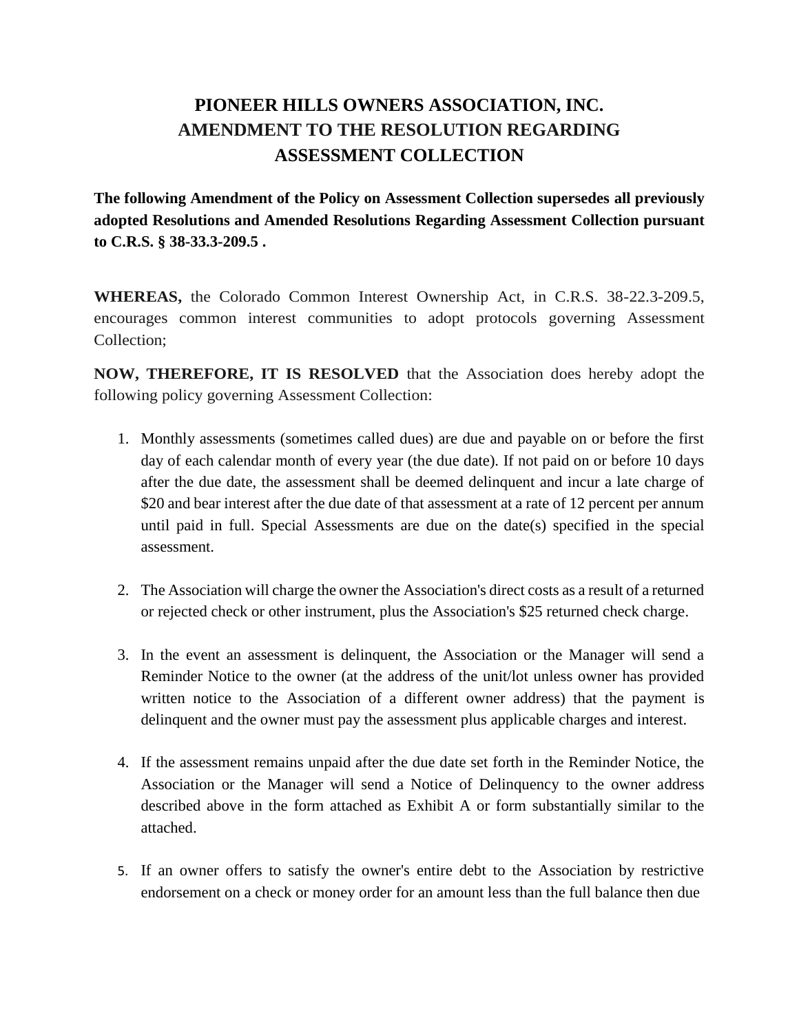# PIONEER HILLS OWNERS ASSOCIATION, INC.
# AMENDMENT TO THE RESOLUTION REGARDING ASSESSMENT COLLECTION

**The following Amendment of the Policy on Assessment Collection supersedes all previously adopted Resolutions and Amended Resolutions Regarding Assessment Collection pursuant to C.R.S. § 38-33.3-209.5 .**

**WHEREAS,** the Colorado Common Interest Ownership Act, in C.R.S. 38-22.3-209.5, encourages common interest communities to adopt protocols governing Assessment Collection;

**NOW, THEREFORE, IT IS RESOLVED** that the Association does hereby adopt the following policy governing Assessment Collection:

1. Monthly assessments (sometimes called dues) are due and payable on or before the first day of each calendar month of every year (the due date). If not paid on or before 10 days after the due date, the assessment shall be deemed delinquent and incur a late charge of $20 and bear interest after the due date of that assessment at a rate of 12 percent per annum until paid in full. Special Assessments are due on the date(s) specified in the special assessment.

2. The Association will charge the owner the Association's direct costs as a result of a returned or rejected check or other instrument, plus the Association's $25 returned check charge.

3. In the event an assessment is delinquent, the Association or the Manager will send a Reminder Notice to the owner (at the address of the unit/lot unless owner has provided written notice to the Association of a different owner address) that the payment is delinquent and the owner must pay the assessment plus applicable charges and interest.

4. If the assessment remains unpaid after the due date set forth in the Reminder Notice, the Association or the Manager will send a Notice of Delinquency to the owner address described above in the form attached as Exhibit A or form substantially similar to the attached.

5. If an owner offers to satisfy the owner's entire debt to the Association by restrictive endorsement on a check or money order for an amount less than the full balance then due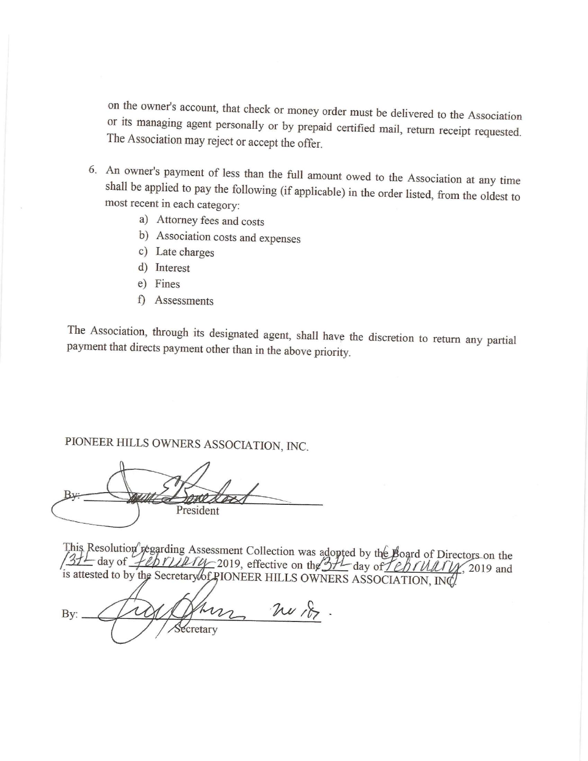on the owner's account, that check or money order must be delivered to the Association or its managing agent personally or by prepaid certified mail, return receipt requested. The Association may reject or accept the offer.

6. An owner's payment of less than the full amount owed to the Association at any time shall be applied to pay the following (if applicable) in the order listed, from the oldest to most recent in each category:
   a) Attorney fees and costs
   b) Association costs and expenses
   c) Late charges
   d) Interest
   e) Fines
   f) Assessments

The Association, through its designated agent, shall have the discretion to return any partial payment that directs payment other than in the above priority.

PIONEER HILLS OWNERS ASSOCIATION, INC.

By: ____________________
President

This Resolution regarding Assessment Collection was adopted by the Board of Directors on the 13th day of February 2019, effective on the 13th day of February, 2019 and is attested to by the Secretary of PIONEER HILLS OWNERS ASSOCIATION, INC.

By: ____________________
Secretary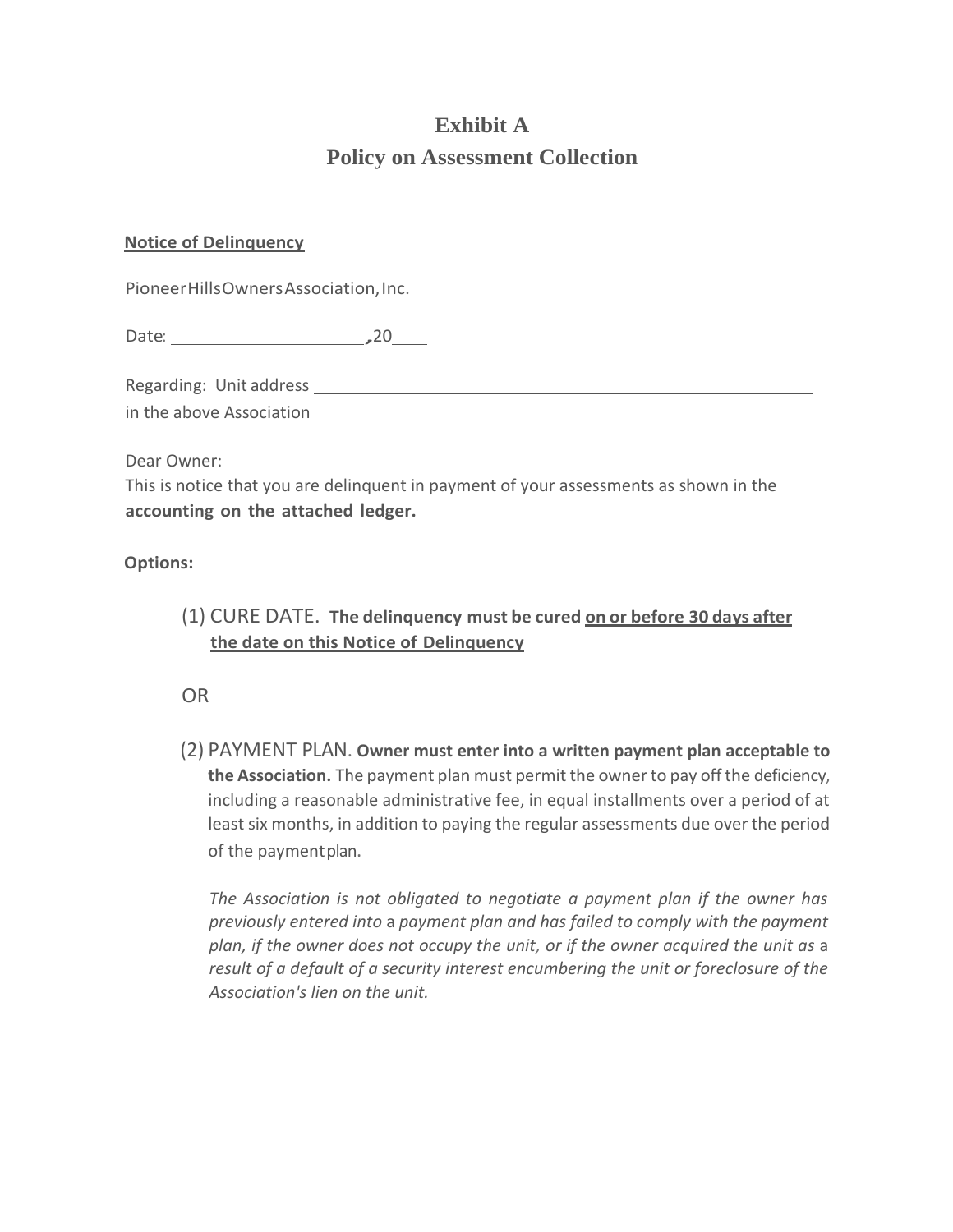# Exhibit A
# Policy on Assessment Collection

**Notice of Delinquency**

PioneerHillsOwnersAssociation,Inc.

Date: ____________________, 20____

Regarding: Unit address ________________________________________________________
in the above Association

Dear Owner:
This is notice that you are delinquent in payment of your assessments as shown in the **accounting on the attached ledger.**

**Options:**

(1) CURE DATE. **The delinquency must be cured <u>on or before 30 days after the date on this Notice of Delinquency</u>**

OR

(2) PAYMENT PLAN. **Owner must enter into a written payment plan acceptable to the Association.** The payment plan must permit the owner to pay off the deficiency, including a reasonable administrative fee, in equal installments over a period of at least six months, in addition to paying the regular assessments due over the period of the paymentplan.

*The Association is not obligated to negotiate a payment plan if the owner has previously entered into* a *payment plan and has failed to comply with the payment plan, if the owner does not occupy the unit, or if the owner acquired the unit as* a *result of a default of a security interest encumbering the unit or foreclosure of the Association's lien on the unit.*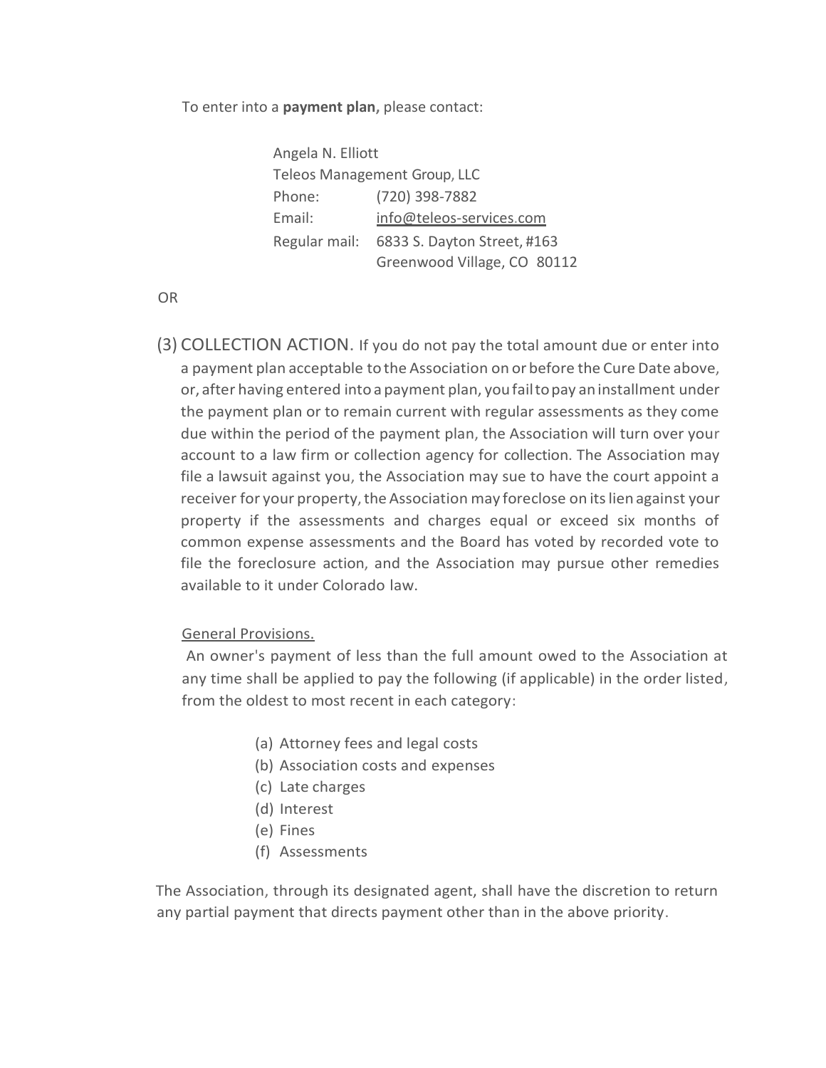To enter into a **payment plan,** please contact:

Angela N. Elliott
Teleos Management Group, LLC
Phone: (720) 398-7882
Email: info@teleos-services.com
Regular mail: 6833 S. Dayton Street, #163
Greenwood Village, CO 80112

OR

(3) COLLECTION ACTION. If you do not pay the total amount due or enter into a payment plan acceptable to the Association on or before the Cure Date above, or, after having entered into a payment plan, you fail to pay an installment under the payment plan or to remain current with regular assessments as they come due within the period of the payment plan, the Association will turn over your account to a law firm or collection agency for collection. The Association may file a lawsuit against you, the Association may sue to have the court appoint a receiver for your property, the Association may foreclose on its lien against your property if the assessments and charges equal or exceed six months of common expense assessments and the Board has voted by recorded vote to file the foreclosure action, and the Association may pursue other remedies available to it under Colorado law.

<u>General Provisions.</u>

An owner's payment of less than the full amount owed to the Association at any time shall be applied to pay the following (if applicable) in the order listed, from the oldest to most recent in each category:

(a) Attorney fees and legal costs
(b) Association costs and expenses
(c) Late charges
(d) Interest
(e) Fines
(f) Assessments

The Association, through its designated agent, shall have the discretion to return any partial payment that directs payment other than in the above priority.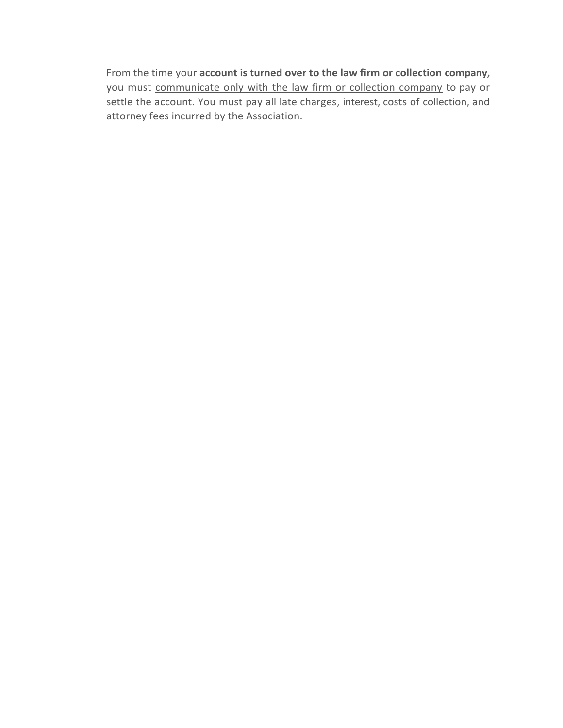From the time your **account is turned over to the law firm or collection company,** you must <u>communicate only with the law firm or collection company</u> to pay or settle the account. You must pay all late charges, interest, costs of collection, and attorney fees incurred by the Association.